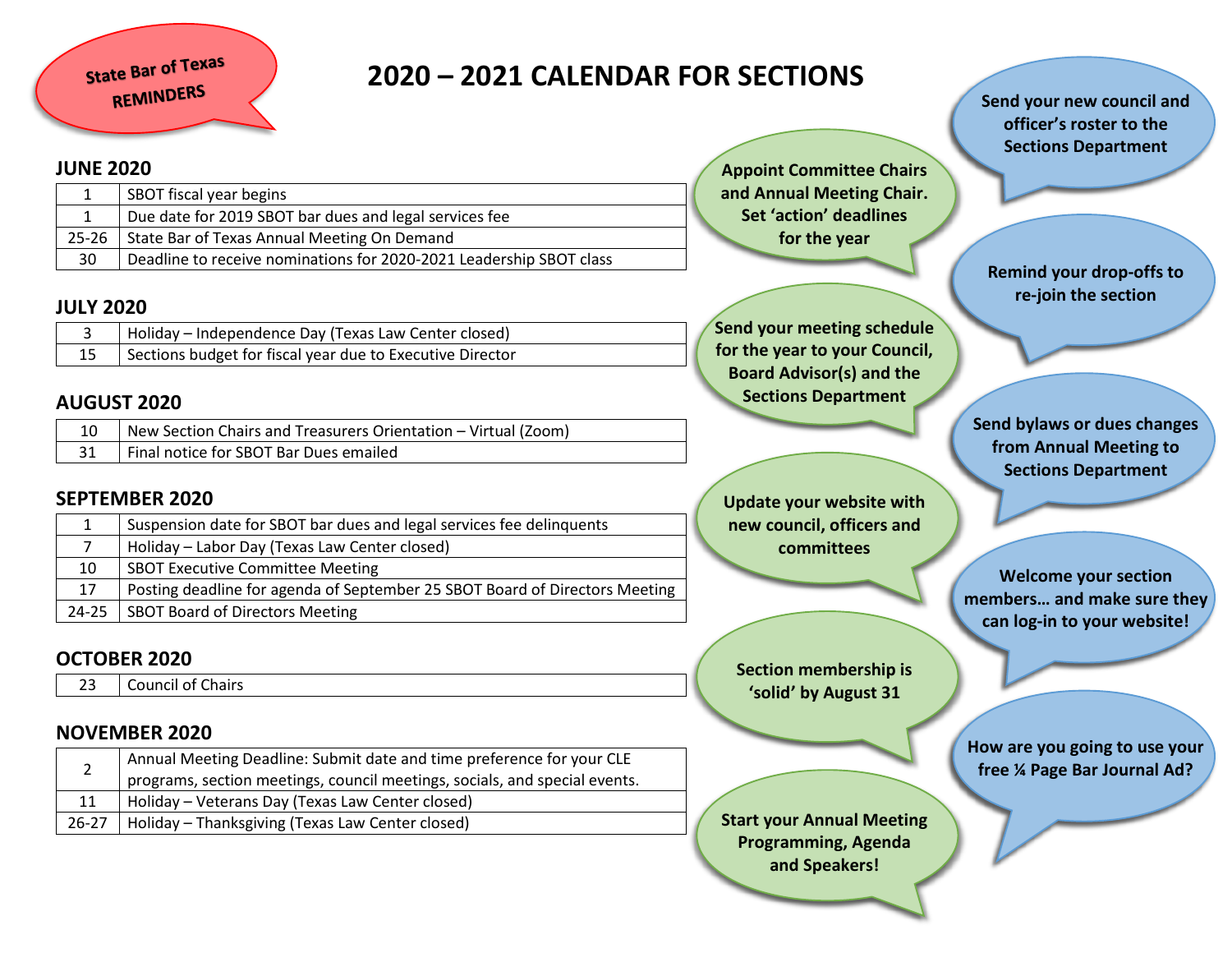State Bar of Texas
REMINDERS

# 2020 – 2021 CALENDAR FOR SECTIONS

## JUNE 2020

| | |
|---|---|
| 1 | SBOT fiscal year begins |
| 1 | Due date for 2019 SBOT bar dues and legal services fee |
| 25-26 | State Bar of Texas Annual Meeting On Demand |
| 30 | Deadline to receive nominations for 2020-2021 Leadership SBOT class |

## JULY 2020

| | |
|---|---|
| 3 | Holiday – Independence Day (Texas Law Center closed) |
| 15 | Sections budget for fiscal year due to Executive Director |

## AUGUST 2020

| | |
|---|---|
| 10 | New Section Chairs and Treasurers Orientation – Virtual (Zoom) |
| 31 | Final notice for SBOT Bar Dues emailed |

## SEPTEMBER 2020

| | |
|---|---|
| 1 | Suspension date for SBOT bar dues and legal services fee delinquents |
| 7 | Holiday – Labor Day (Texas Law Center closed) |
| 10 | SBOT Executive Committee Meeting |
| 17 | Posting deadline for agenda of September 25 SBOT Board of Directors Meeting |
| 24-25 | SBOT Board of Directors Meeting |

## OCTOBER 2020

| | |
|---|---|
| 23 | Council of Chairs |

## NOVEMBER 2020

| | |
|---|---|
| 2 | Annual Meeting Deadline: Submit date and time preference for your CLE programs, section meetings, council meetings, socials, and special events. |
| 11 | Holiday – Veterans Day (Texas Law Center closed) |
| 26-27 | Holiday – Thanksgiving (Texas Law Center closed) |

**Appoint Committee Chairs and Annual Meeting Chair. Set 'action' deadlines for the year**

**Send your meeting schedule for the year to your Council, Board Advisor(s) and the Sections Department**

**Update your website with new council, officers and committees**

**Section membership is 'solid' by August 31**

**Start your Annual Meeting Programming, Agenda and Speakers!**

**Send your new council and officer's roster to the Sections Department**

**Remind your drop-offs to re-join the section**

**Send bylaws or dues changes from Annual Meeting to Sections Department**

**Welcome your section members… and make sure they can log-in to your website!**

**How are you going to use your free ¼ Page Bar Journal Ad?**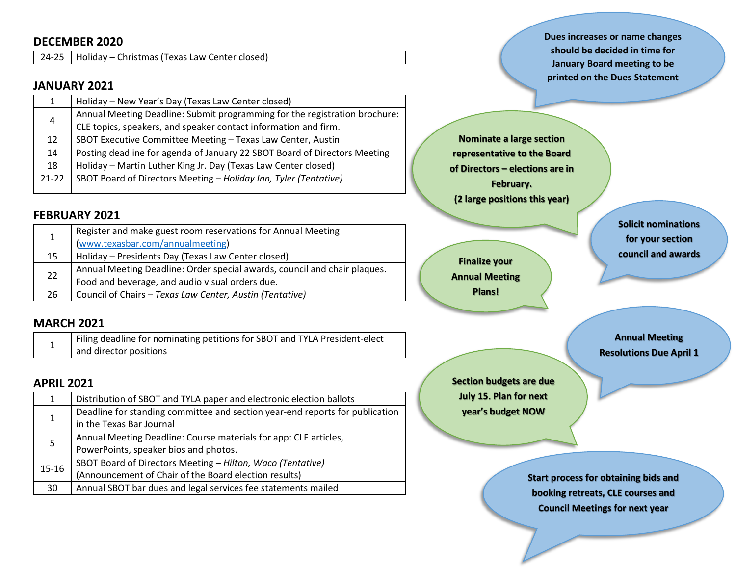## DECEMBER 2020

| | |
|---|---|
| 24-25 | Holiday – Christmas (Texas Law Center closed) |

## JANUARY 2021

| | |
|---|---|
| 1 | Holiday – New Year's Day (Texas Law Center closed) |
| 4 | Annual Meeting Deadline: Submit programming for the registration brochure: CLE topics, speakers, and speaker contact information and firm. |
| 12 | SBOT Executive Committee Meeting – Texas Law Center, Austin |
| 14 | Posting deadline for agenda of January 22 SBOT Board of Directors Meeting |
| 18 | Holiday – Martin Luther King Jr. Day (Texas Law Center closed) |
| 21-22 | SBOT Board of Directors Meeting – *Holiday Inn, Tyler (Tentative)* |

## FEBRUARY 2021

| | |
|---|---|
| 1 | Register and make guest room reservations for Annual Meeting (www.texasbar.com/annualmeeting) |
| 15 | Holiday – Presidents Day (Texas Law Center closed) |
| 22 | Annual Meeting Deadline: Order special awards, council and chair plaques. Food and beverage, and audio visual orders due. |
| 26 | Council of Chairs – *Texas Law Center, Austin (Tentative)* |

## MARCH 2021

| | |
|---|---|
| 1 | Filing deadline for nominating petitions for SBOT and TYLA President-elect and director positions |

## APRIL 2021

| | |
|---|---|
| 1 | Distribution of SBOT and TYLA paper and electronic election ballots |
| 1 | Deadline for standing committee and section year-end reports for publication in the Texas Bar Journal |
| 5 | Annual Meeting Deadline: Course materials for app: CLE articles, PowerPoints, speaker bios and photos. |
| 15-16 | SBOT Board of Directors Meeting – *Hilton, Waco (Tentative)* (Announcement of Chair of the Board election results) |
| 30 | Annual SBOT bar dues and legal services fee statements mailed |

**Dues increases or name changes should be decided in time for January Board meeting to be printed on the Dues Statement**

**Nominate a large section representative to the Board of Directors – elections are in February. (2 large positions this year)**

**Solicit nominations for your section council and awards**

**Finalize your Annual Meeting Plans!**

**Annual Meeting Resolutions Due April 1**

**Section budgets are due July 15. Plan for next year's budget NOW**

**Start process for obtaining bids and booking retreats, CLE courses and Council Meetings for next year**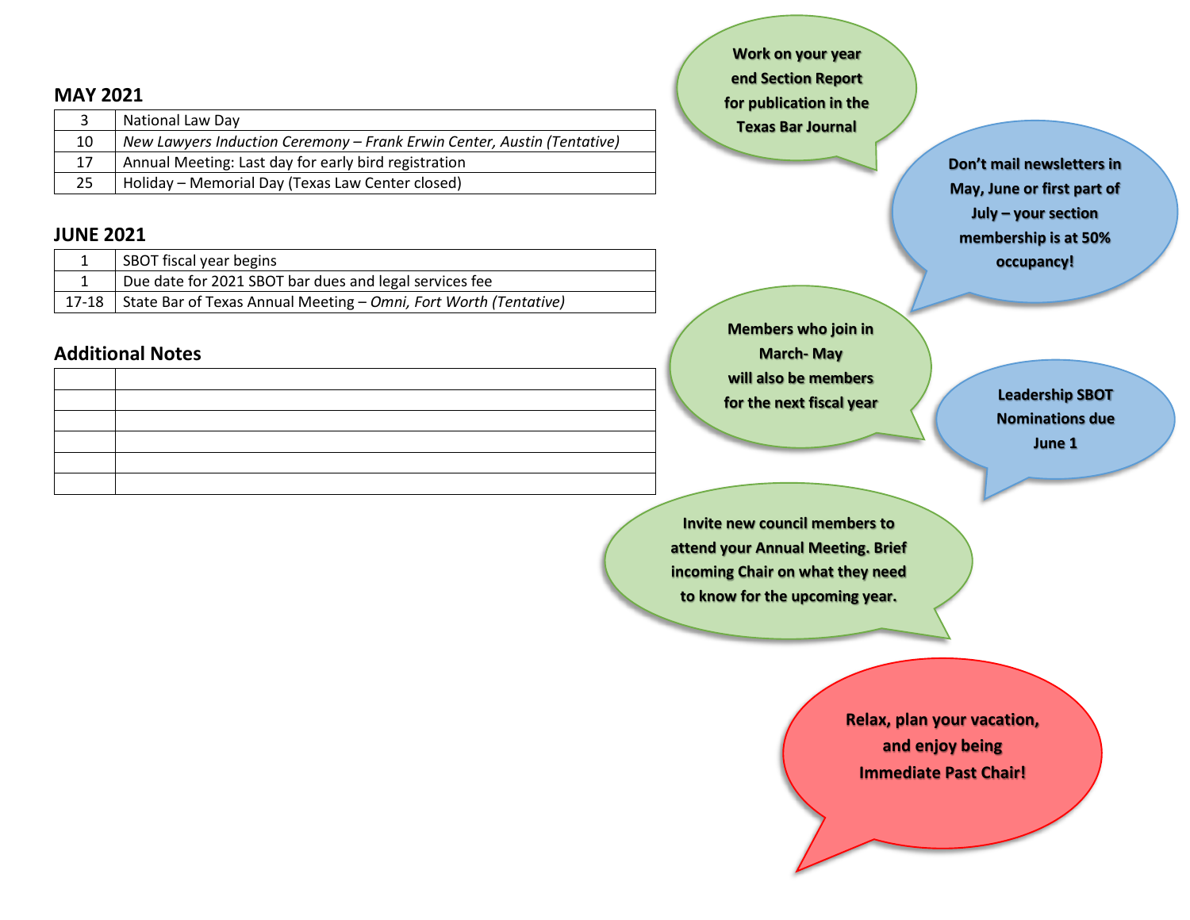## MAY 2021

| | |
|---|---|
| 3 | National Law Day |
| 10 | *New Lawyers Induction Ceremony – Frank Erwin Center, Austin (Tentative)* |
| 17 | Annual Meeting: Last day for early bird registration |
| 25 | Holiday – Memorial Day (Texas Law Center closed) |

## JUNE 2021

| | |
|---|---|
| 1 | SBOT fiscal year begins |
| 1 | Due date for 2021 SBOT bar dues and legal services fee |
| 17-18 | State Bar of Texas Annual Meeting – *Omni, Fort Worth (Tentative)* |

## Additional Notes

| | |
|---|---|
| | |
| | |
| | |
| | |
| | |
| | |

**Work on your year end Section Report for publication in the Texas Bar Journal**

**Don't mail newsletters in May, June or first part of July – your section membership is at 50% occupancy!**

**Members who join in March- May will also be members for the next fiscal year**

**Leadership SBOT Nominations due June 1**

**Invite new council members to attend your Annual Meeting. Brief incoming Chair on what they need to know for the upcoming year.**

**Relax, plan your vacation, and enjoy being Immediate Past Chair!**